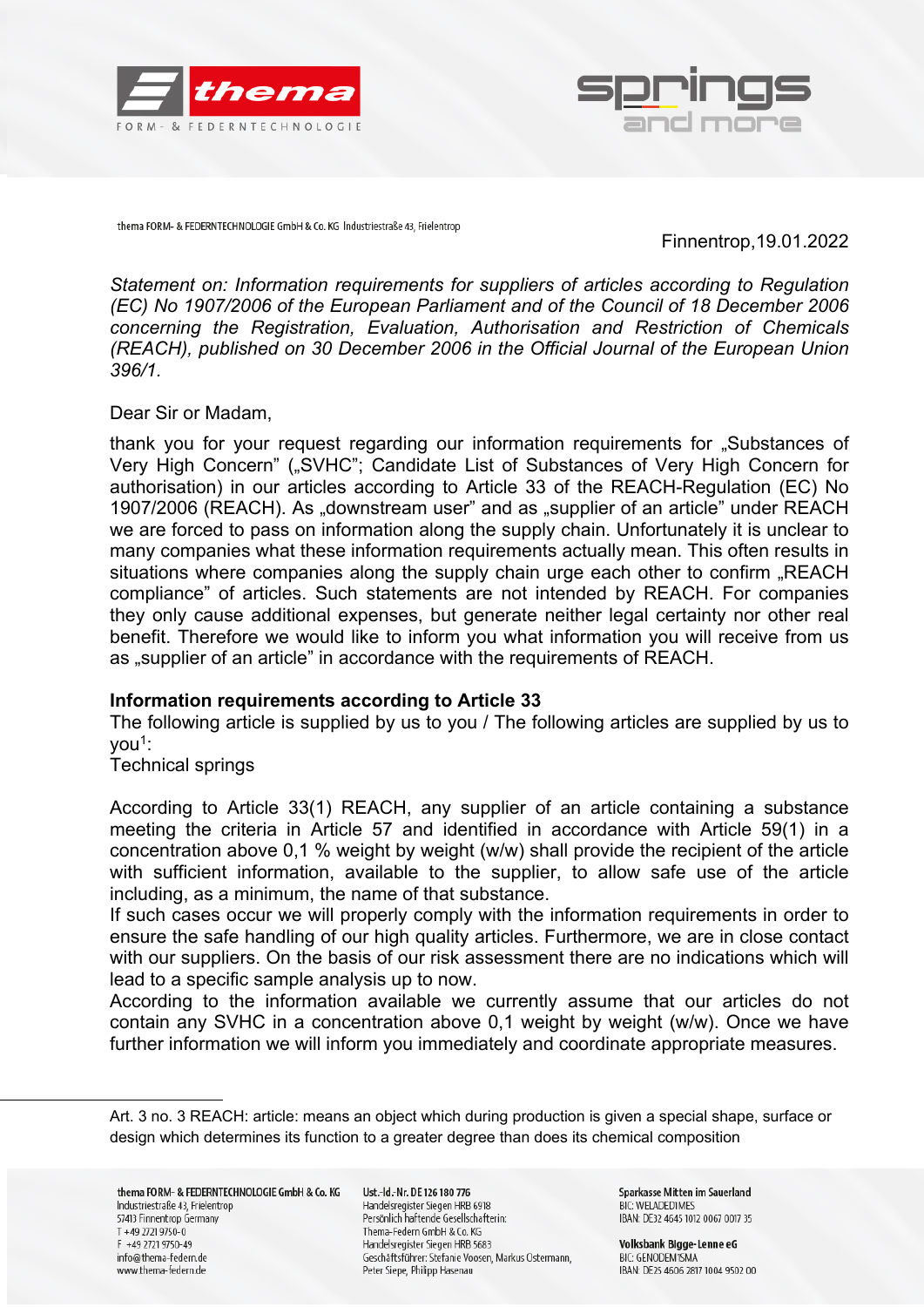thema FORM- & FEDERNTECHNOLOGIE GmbH & Co. KG Industriestraße 43, Frielentrop

Finnentrop,19.01.2022

*Statement on: Information requirements for suppliers of articles according to Regulation (EC) No 1907/2006 of the European Parliament and of the Council of 18 December 2006 concerning the Registration, Evaluation, Authorisation and Restriction of Chemicals (REACH), published on 30 December 2006 in the Official Journal of the European Union 396/1.*

Dear Sir or Madam,

thank you for your request regarding our information requirements for „Substances of Very High Concern" („SVHC"; Candidate List of Substances of Very High Concern for authorisation) in our articles according to Article 33 of the REACH-Regulation (EC) No 1907/2006 (REACH). As „downstream user" and as „supplier of an article" under REACH we are forced to pass on information along the supply chain. Unfortunately it is unclear to many companies what these information requirements actually mean. This often results in situations where companies along the supply chain urge each other to confirm „REACH compliance" of articles. Such statements are not intended by REACH. For companies they only cause additional expenses, but generate neither legal certainty nor other real benefit. Therefore we would like to inform you what information you will receive from us as „supplier of an article" in accordance with the requirements of REACH.

**Information requirements according to Article 33**

The following article is supplied by us to you / The following articles are supplied by us to you[1]:
Technical springs

According to Article 33(1) REACH, any supplier of an article containing a substance meeting the criteria in Article 57 and identified in accordance with Article 59(1) in a concentration above 0,1 % weight by weight (w/w) shall provide the recipient of the article with sufficient information, available to the supplier, to allow safe use of the article including, as a minimum, the name of that substance.
If such cases occur we will properly comply with the information requirements in order to ensure the safe handling of our high quality articles. Furthermore, we are in close contact with our suppliers. On the basis of our risk assessment there are no indications which will lead to a specific sample analysis up to now.
According to the information available we currently assume that our articles do not contain any SVHC in a concentration above 0,1 weight by weight (w/w). Once we have further information we will inform you immediately and coordinate appropriate measures.

---

Art. 3 no. 3 REACH: article: means an object which during production is given a special shape, surface or design which determines its function to a greater degree than does its chemical composition

thema FORM- & FEDERNTECHNOLOGIE GmbH & Co. KG
Industriestraße 43, Frielentrop
57413 Finnentrop Germany
T +49 2721 9750-0
F +49 2721 9750-49
info@thema-federn.de
www.thema-federn.de

Ust.-Id.-Nr. DE 126 180 776
Handelsregister Siegen HRB 6918
Persönlich haftende Gesellschafterin:
Thema-Federn GmbH & Co. KG
Handelsregister Siegen HRB 5683
Geschäftsführer: Stefanie Vooren, Markus Ostermann, Peter Siepe, Philipp Hasenau

Sparkasse Mitten im Sauerland
BIC: WELADED1MES
IBAN: DE32 4645 1012 0067 0017 35

Volksbank Bigge-Lenne eG
BIC: GENODEM1SMA
IBAN: DE25 4606 2817 1004 9502 00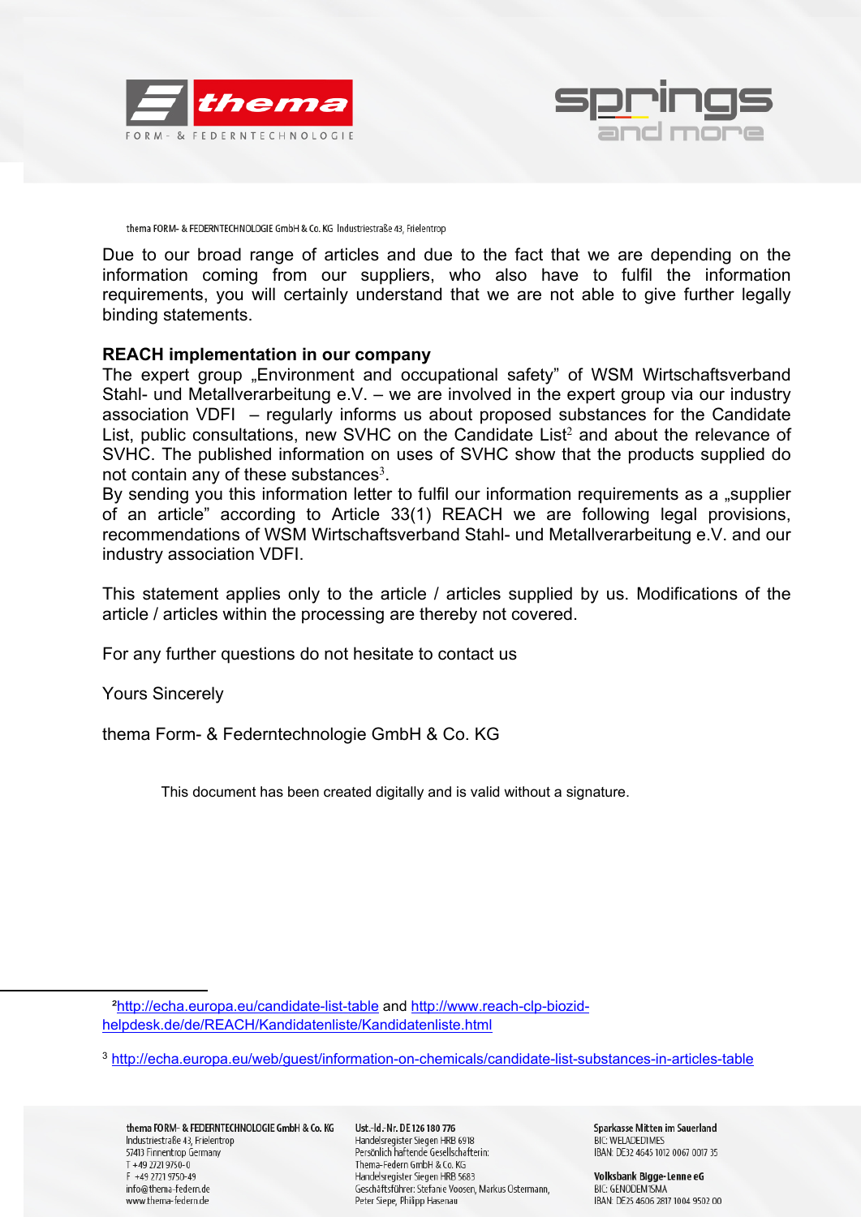thema FORM- & FEDERNTECHNOLOGIE GmbH & Co. KG Industriestraße 43, Frielentrop

Due to our broad range of articles and due to the fact that we are depending on the information coming from our suppliers, who also have to fulfil the information requirements, you will certainly understand that we are not able to give further legally binding statements.

**REACH implementation in our company**

The expert group „Environment and occupational safety" of WSM Wirtschaftsverband Stahl- und Metallverarbeitung e.V. – we are involved in the expert group via our industry association VDFI – regularly informs us about proposed substances for the Candidate List, public consultations, new SVHC on the Candidate List[2] and about the relevance of SVHC. The published information on uses of SVHC show that the products supplied do not contain any of these substances[3].

By sending you this information letter to fulfil our information requirements as a „supplier of an article" according to Article 33(1) REACH we are following legal provisions, recommendations of WSM Wirtschaftsverband Stahl- und Metallverarbeitung e.V. and our industry association VDFI.

This statement applies only to the article / articles supplied by us. Modifications of the article / articles within the processing are thereby not covered.

For any further questions do not hesitate to contact us

Yours Sincerely

thema Form- & Federntechnologie GmbH & Co. KG

This document has been created digitally and is valid without a signature.

---

[2] http://echa.europa.eu/candidate-list-table and http://www.reach-clp-biozid-helpdesk.de/de/REACH/Kandidatenliste/Kandidatenliste.html

[3] http://echa.europa.eu/web/guest/information-on-chemicals/candidate-list-substances-in-articles-table

thema FORM- & FEDERNTECHNOLOGIE GmbH & Co. KG
Industriestraße 43, Frielentrop
57413 Finnentrop Germany
T +49 2721 9750-0
F +49 2721 9750-49
info@thema-federn.de
www.thema-federn.de

Ust.-Id.-Nr. DE 126 180 776
Handelsregister Siegen HRB 6918
Persönlich haftende Gesellschafterin:
Thema-Federn GmbH & Co. KG
Handelsregister Siegen HRB 5683
Geschäftsführer: Stefanie Voosen, Markus Ostermann,
Peter Siepe, Philipp Hasenau

Sparkasse Mitten im Sauerland
BIC: WELADED1MES
IBAN: DE32 4645 1012 0067 0017 35

Volksbank Bigge-Lenne eG
BIC: GENODEM1SMA
IBAN: DE25 4606 2817 1004 9502 00